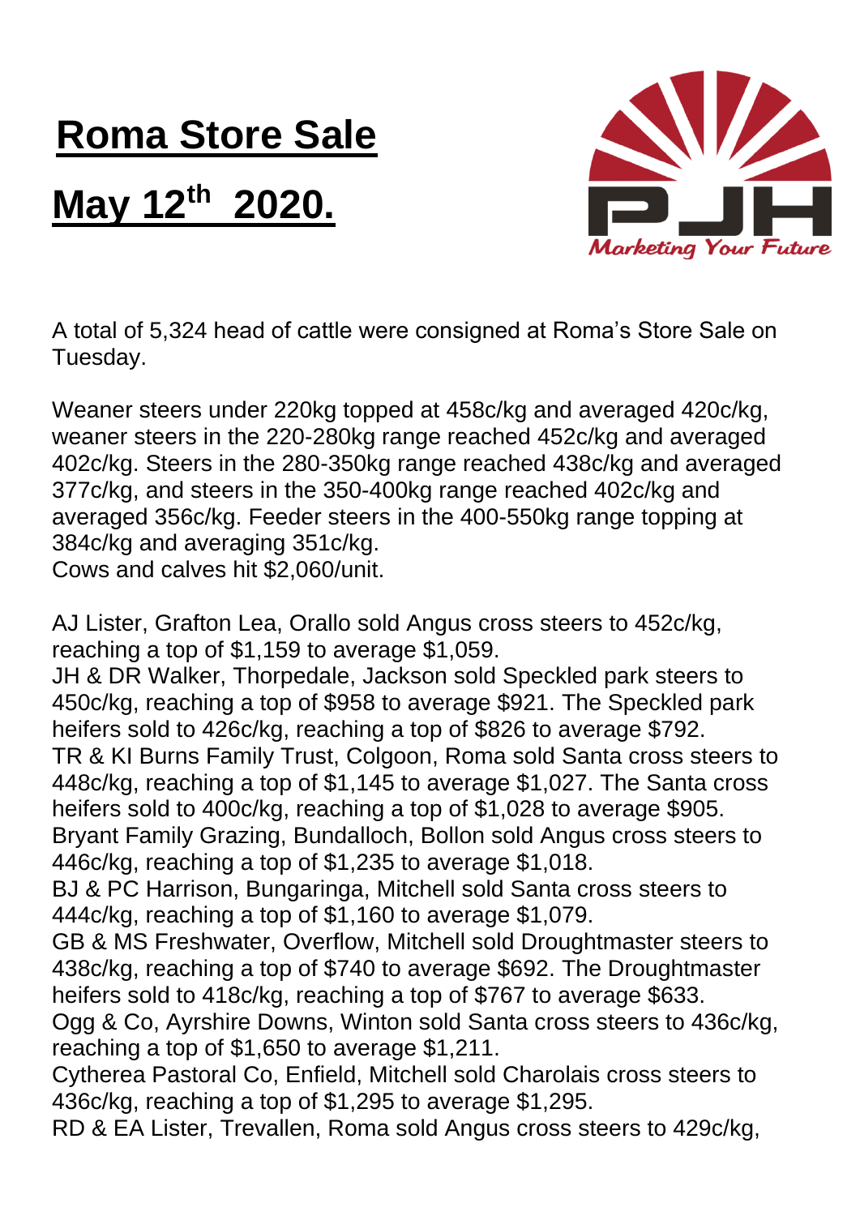# Roma Store Sale

# May 12th 2020.

A total of 5,324 head of cattle were consigned at Roma's Store Sale on Tuesday.

Weaner steers under 220kg topped at 458c/kg and averaged 420c/kg, weaner steers in the 220-280kg range reached 452c/kg and averaged 402c/kg. Steers in the 280-350kg range reached 438c/kg and averaged 377c/kg, and steers in the 350-400kg range reached 402c/kg and averaged 356c/kg. Feeder steers in the 400-550kg range topping at 384c/kg and averaging 351c/kg.
Cows and calves hit $2,060/unit.

AJ Lister, Grafton Lea, Orallo sold Angus cross steers to 452c/kg, reaching a top of $1,159 to average $1,059.
JH & DR Walker, Thorpedale, Jackson sold Speckled park steers to 450c/kg, reaching a top of $958 to average $921. The Speckled park heifers sold to 426c/kg, reaching a top of $826 to average $792.
TR & KI Burns Family Trust, Colgoon, Roma sold Santa cross steers to 448c/kg, reaching a top of $1,145 to average $1,027. The Santa cross heifers sold to 400c/kg, reaching a top of $1,028 to average $905.
Bryant Family Grazing, Bundalloch, Bollon sold Angus cross steers to 446c/kg, reaching a top of $1,235 to average $1,018.
BJ & PC Harrison, Bungaringa, Mitchell sold Santa cross steers to 444c/kg, reaching a top of $1,160 to average $1,079.
GB & MS Freshwater, Overflow, Mitchell sold Droughtmaster steers to 438c/kg, reaching a top of $740 to average $692. The Droughtmaster heifers sold to 418c/kg, reaching a top of $767 to average $633.
Ogg & Co, Ayrshire Downs, Winton sold Santa cross steers to 436c/kg, reaching a top of $1,650 to average $1,211.
Cytherea Pastoral Co, Enfield, Mitchell sold Charolais cross steers to 436c/kg, reaching a top of $1,295 to average $1,295.
RD & EA Lister, Trevallen, Roma sold Angus cross steers to 429c/kg,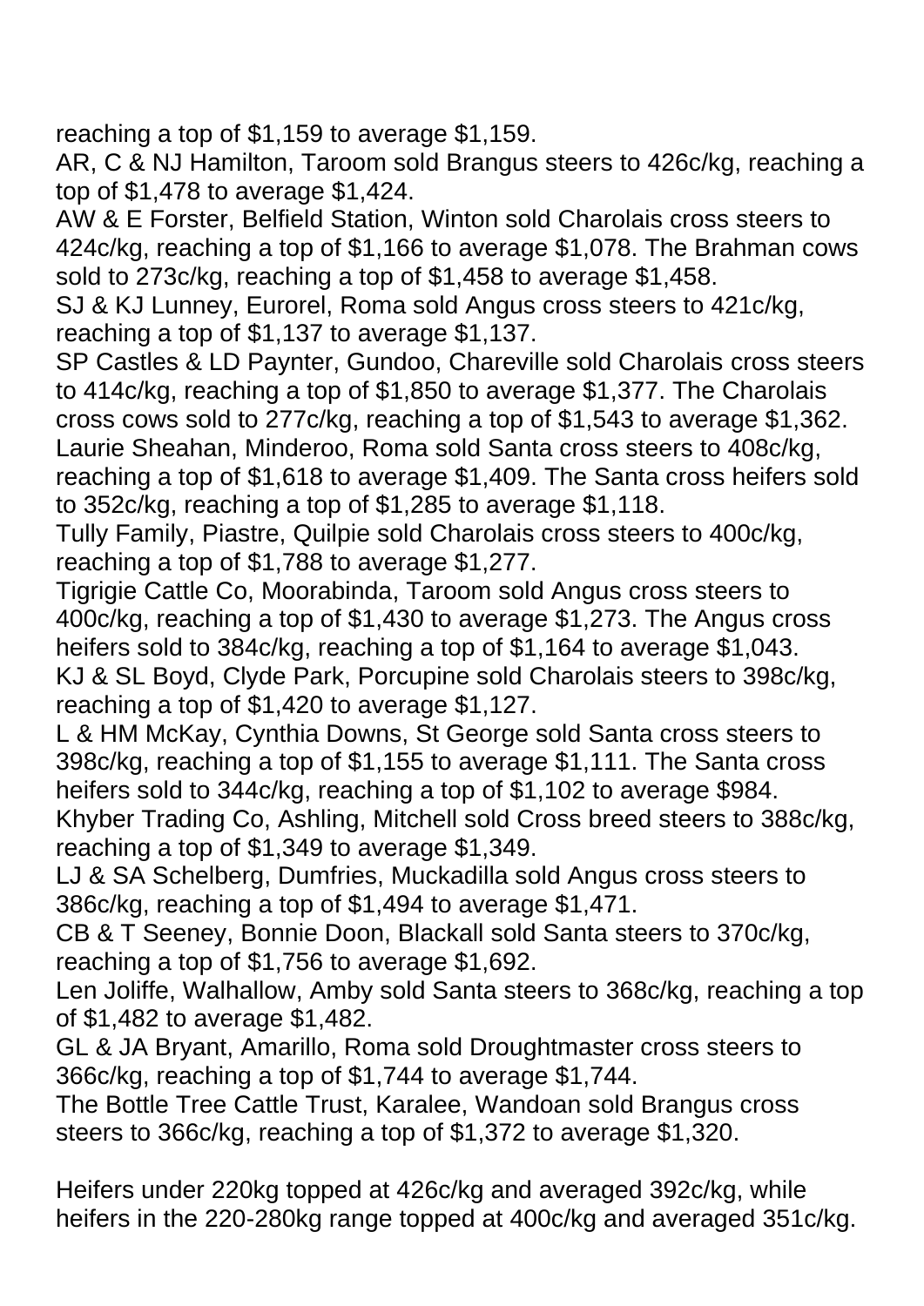reaching a top of $1,159 to average $1,159.
AR, C & NJ Hamilton, Taroom sold Brangus steers to 426c/kg, reaching a top of $1,478 to average $1,424.
AW & E Forster, Belfield Station, Winton sold Charolais cross steers to 424c/kg, reaching a top of $1,166 to average $1,078. The Brahman cows sold to 273c/kg, reaching a top of $1,458 to average $1,458.
SJ & KJ Lunney, Eurorel, Roma sold Angus cross steers to 421c/kg, reaching a top of $1,137 to average $1,137.
SP Castles & LD Paynter, Gundoo, Chareville sold Charolais cross steers to 414c/kg, reaching a top of $1,850 to average $1,377. The Charolais cross cows sold to 277c/kg, reaching a top of $1,543 to average $1,362.
Laurie Sheahan, Minderoo, Roma sold Santa cross steers to 408c/kg, reaching a top of $1,618 to average $1,409. The Santa cross heifers sold to 352c/kg, reaching a top of $1,285 to average $1,118.
Tully Family, Piastre, Quilpie sold Charolais cross steers to 400c/kg, reaching a top of $1,788 to average $1,277.
Tigrigie Cattle Co, Moorabinda, Taroom sold Angus cross steers to 400c/kg, reaching a top of $1,430 to average $1,273. The Angus cross heifers sold to 384c/kg, reaching a top of $1,164 to average $1,043.
KJ & SL Boyd, Clyde Park, Porcupine sold Charolais steers to 398c/kg, reaching a top of $1,420 to average $1,127.
L & HM McKay, Cynthia Downs, St George sold Santa cross steers to 398c/kg, reaching a top of $1,155 to average $1,111. The Santa cross heifers sold to 344c/kg, reaching a top of $1,102 to average $984.
Khyber Trading Co, Ashling, Mitchell sold Cross breed steers to 388c/kg, reaching a top of $1,349 to average $1,349.
LJ & SA Schelberg, Dumfries, Muckadilla sold Angus cross steers to 386c/kg, reaching a top of $1,494 to average $1,471.
CB & T Seeney, Bonnie Doon, Blackall sold Santa steers to 370c/kg, reaching a top of $1,756 to average $1,692.
Len Joliffe, Walhallow, Amby sold Santa steers to 368c/kg, reaching a top of $1,482 to average $1,482.
GL & JA Bryant, Amarillo, Roma sold Droughtmaster cross steers to 366c/kg, reaching a top of $1,744 to average $1,744.
The Bottle Tree Cattle Trust, Karalee, Wandoan sold Brangus cross steers to 366c/kg, reaching a top of $1,372 to average $1,320.

Heifers under 220kg topped at 426c/kg and averaged 392c/kg, while heifers in the 220-280kg range topped at 400c/kg and averaged 351c/kg.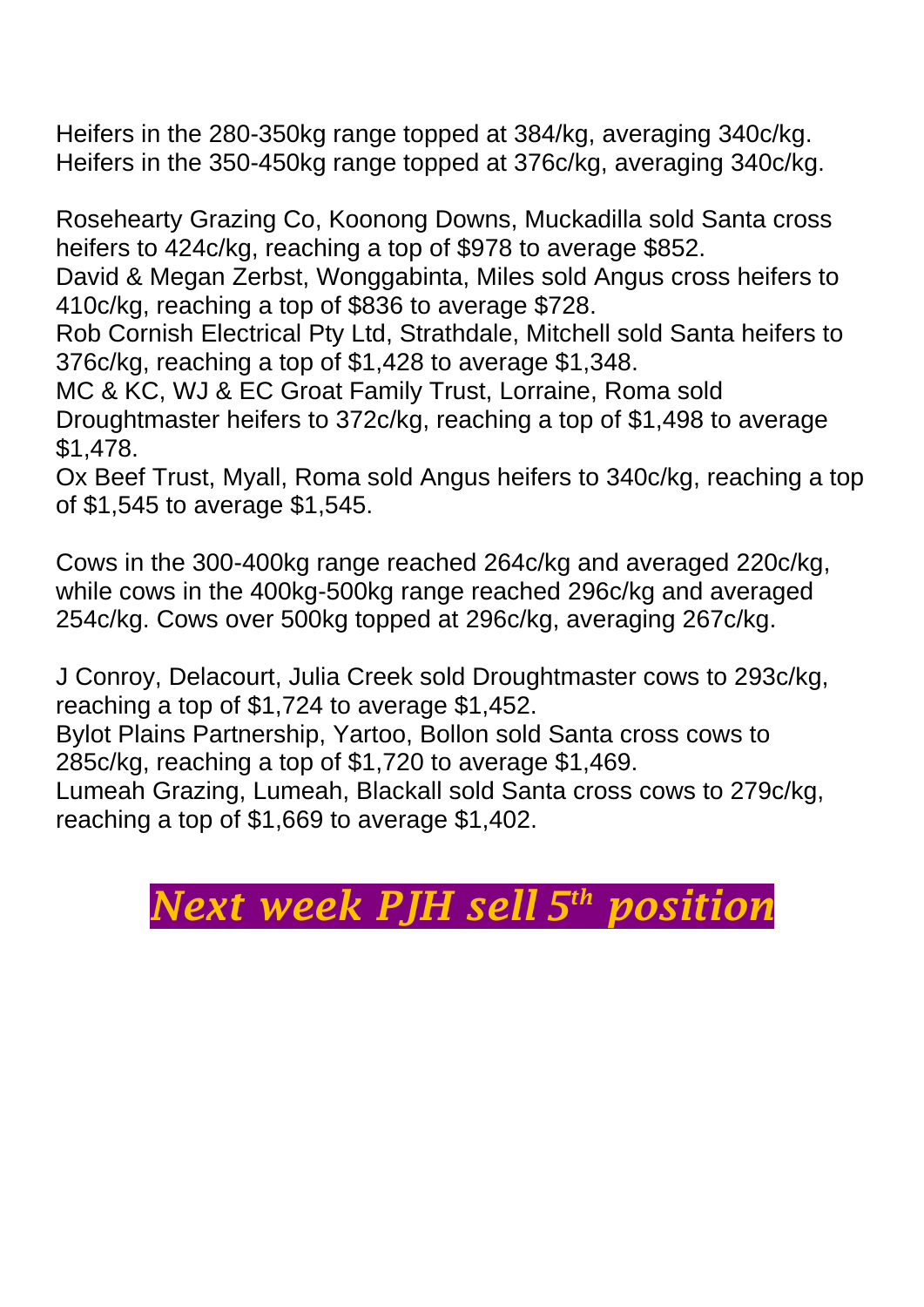Heifers in the 280-350kg range topped at 384/kg, averaging 340c/kg.
Heifers in the 350-450kg range topped at 376c/kg, averaging 340c/kg.

Rosehearty Grazing Co, Koonong Downs, Muckadilla sold Santa cross heifers to 424c/kg, reaching a top of $978 to average $852.
David & Megan Zerbst, Wonggabinta, Miles sold Angus cross heifers to 410c/kg, reaching a top of $836 to average $728.
Rob Cornish Electrical Pty Ltd, Strathdale, Mitchell sold Santa heifers to 376c/kg, reaching a top of $1,428 to average $1,348.
MC & KC, WJ & EC Groat Family Trust, Lorraine, Roma sold Droughtmaster heifers to 372c/kg, reaching a top of $1,498 to average $1,478.
Ox Beef Trust, Myall, Roma sold Angus heifers to 340c/kg, reaching a top of $1,545 to average $1,545.

Cows in the 300-400kg range reached 264c/kg and averaged 220c/kg, while cows in the 400kg-500kg range reached 296c/kg and averaged 254c/kg. Cows over 500kg topped at 296c/kg, averaging 267c/kg.

J Conroy, Delacourt, Julia Creek sold Droughtmaster cows to 293c/kg, reaching a top of $1,724 to average $1,452.
Bylot Plains Partnership, Yartoo, Bollon sold Santa cross cows to 285c/kg, reaching a top of $1,720 to average $1,469.
Lumeah Grazing, Lumeah, Blackall sold Santa cross cows to 279c/kg, reaching a top of $1,669 to average $1,402.

***Next week PJH sell 5th position***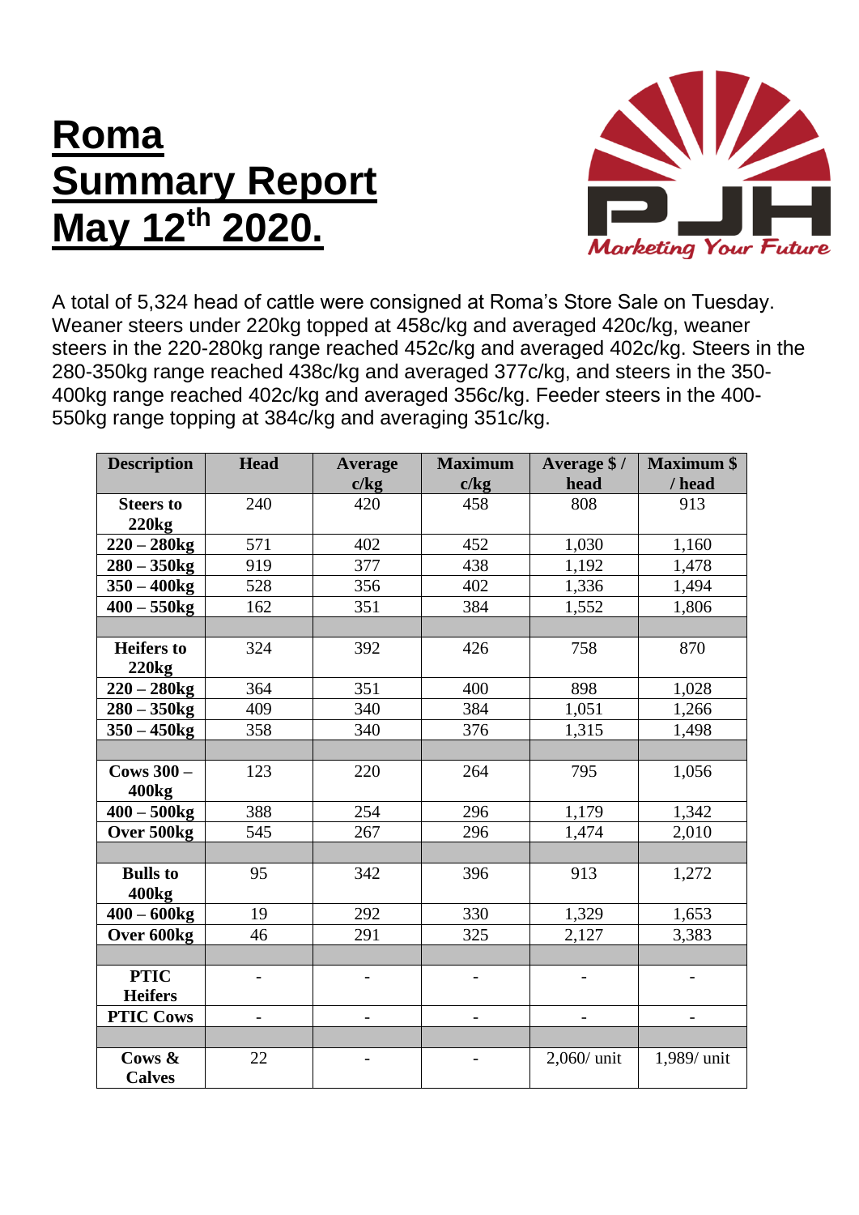# Roma Summary Report May 12th 2020.

PJH Marketing Your Future

A total of 5,324 head of cattle were consigned at Roma's Store Sale on Tuesday. Weaner steers under 220kg topped at 458c/kg and averaged 420c/kg, weaner steers in the 220-280kg range reached 452c/kg and averaged 402c/kg. Steers in the 280-350kg range reached 438c/kg and averaged 377c/kg, and steers in the 350-400kg range reached 402c/kg and averaged 356c/kg. Feeder steers in the 400-550kg range topping at 384c/kg and averaging 351c/kg.

| Description | Head | Average c/kg | Maximum c/kg | Average $ / head | Maximum $ / head |
|---|---|---|---|---|---|
| **Steers to 220kg** | 240 | 420 | 458 | 808 | 913 |
| **220 – 280kg** | 571 | 402 | 452 | 1,030 | 1,160 |
| **280 – 350kg** | 919 | 377 | 438 | 1,192 | 1,478 |
| **350 – 400kg** | 528 | 356 | 402 | 1,336 | 1,494 |
| **400 – 550kg** | 162 | 351 | 384 | 1,552 | 1,806 |
| | | | | | |
| **Heifers to 220kg** | 324 | 392 | 426 | 758 | 870 |
| **220 – 280kg** | 364 | 351 | 400 | 898 | 1,028 |
| **280 – 350kg** | 409 | 340 | 384 | 1,051 | 1,266 |
| **350 – 450kg** | 358 | 340 | 376 | 1,315 | 1,498 |
| | | | | | |
| **Cows 300 – 400kg** | 123 | 220 | 264 | 795 | 1,056 |
| **400 – 500kg** | 388 | 254 | 296 | 1,179 | 1,342 |
| **Over 500kg** | 545 | 267 | 296 | 1,474 | 2,010 |
| | | | | | |
| **Bulls to 400kg** | 95 | 342 | 396 | 913 | 1,272 |
| **400 – 600kg** | 19 | 292 | 330 | 1,329 | 1,653 |
| **Over 600kg** | 46 | 291 | 325 | 2,127 | 3,383 |
| | | | | | |
| **PTIC Heifers** | - | - | - | - | - |
| **PTIC Cows** | - | - | - | - | - |
| | | | | | |
| **Cows & Calves** | 22 | - | - | 2,060/ unit | 1,989/ unit |